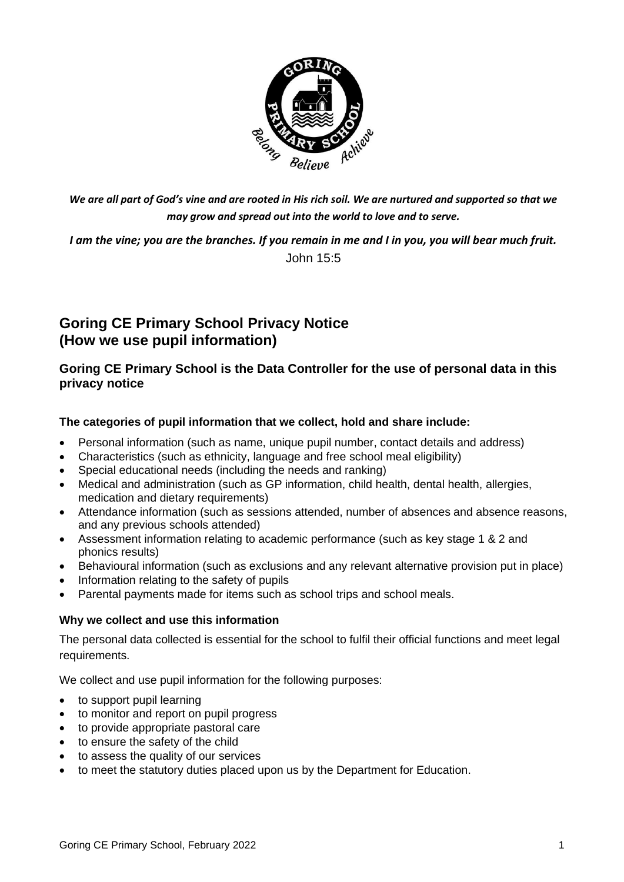*We are all part of God's vine and are rooted in His rich soil. We are nurtured and supported so that we may grow and spread out into the world to love and to serve.*

*I am the vine; you are the branches. If you remain in me and I in you, you will bear much fruit.*
John 15:5

# Goring CE Primary School Privacy Notice (How we use pupil information)

## Goring CE Primary School is the Data Controller for the use of personal data in this privacy notice

### The categories of pupil information that we collect, hold and share include:

- Personal information (such as name, unique pupil number, contact details and address)
- Characteristics (such as ethnicity, language and free school meal eligibility)
- Special educational needs (including the needs and ranking)
- Medical and administration (such as GP information, child health, dental health, allergies, medication and dietary requirements)
- Attendance information (such as sessions attended, number of absences and absence reasons, and any previous schools attended)
- Assessment information relating to academic performance (such as key stage 1 & 2 and phonics results)
- Behavioural information (such as exclusions and any relevant alternative provision put in place)
- Information relating to the safety of pupils
- Parental payments made for items such as school trips and school meals.

### Why we collect and use this information

The personal data collected is essential for the school to fulfil their official functions and meet legal requirements.

We collect and use pupil information for the following purposes:

- to support pupil learning
- to monitor and report on pupil progress
- to provide appropriate pastoral care
- to ensure the safety of the child
- to assess the quality of our services
- to meet the statutory duties placed upon us by the Department for Education.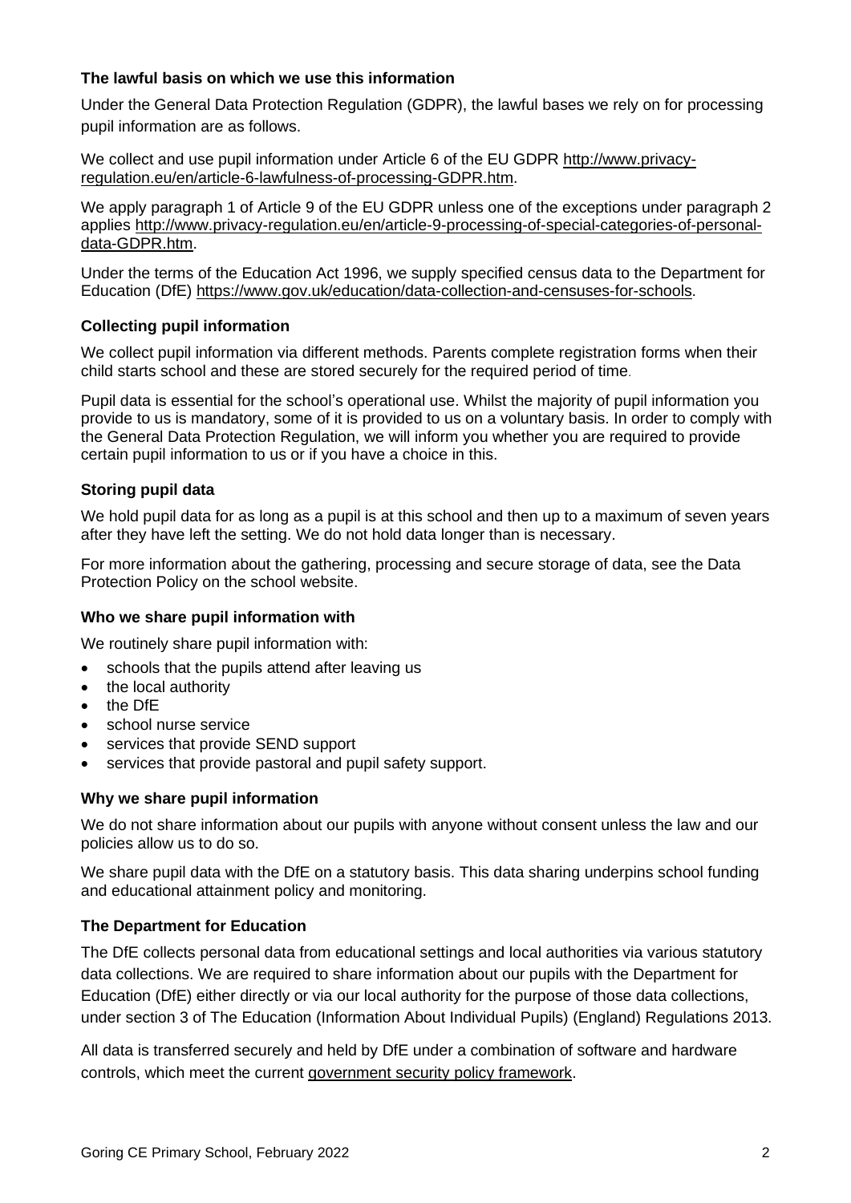### The lawful basis on which we use this information

Under the General Data Protection Regulation (GDPR), the lawful bases we rely on for processing pupil information are as follows.

We collect and use pupil information under Article 6 of the EU GDPR http://www.privacy-regulation.eu/en/article-6-lawfulness-of-processing-GDPR.htm.

We apply paragraph 1 of Article 9 of the EU GDPR unless one of the exceptions under paragraph 2 applies http://www.privacy-regulation.eu/en/article-9-processing-of-special-categories-of-personal-data-GDPR.htm.

Under the terms of the Education Act 1996, we supply specified census data to the Department for Education (DfE) https://www.gov.uk/education/data-collection-and-censuses-for-schools.

### Collecting pupil information

We collect pupil information via different methods. Parents complete registration forms when their child starts school and these are stored securely for the required period of time.

Pupil data is essential for the school's operational use. Whilst the majority of pupil information you provide to us is mandatory, some of it is provided to us on a voluntary basis. In order to comply with the General Data Protection Regulation, we will inform you whether you are required to provide certain pupil information to us or if you have a choice in this.

### Storing pupil data

We hold pupil data for as long as a pupil is at this school and then up to a maximum of seven years after they have left the setting. We do not hold data longer than is necessary.

For more information about the gathering, processing and secure storage of data, see the Data Protection Policy on the school website.

### Who we share pupil information with

We routinely share pupil information with:

- schools that the pupils attend after leaving us
- the local authority
- the DfE
- school nurse service
- services that provide SEND support
- services that provide pastoral and pupil safety support.

### Why we share pupil information

We do not share information about our pupils with anyone without consent unless the law and our policies allow us to do so.

We share pupil data with the DfE on a statutory basis. This data sharing underpins school funding and educational attainment policy and monitoring.

### The Department for Education

The DfE collects personal data from educational settings and local authorities via various statutory data collections. We are required to share information about our pupils with the Department for Education (DfE) either directly or via our local authority for the purpose of those data collections, under section 3 of The Education (Information About Individual Pupils) (England) Regulations 2013.

All data is transferred securely and held by DfE under a combination of software and hardware controls, which meet the current government security policy framework.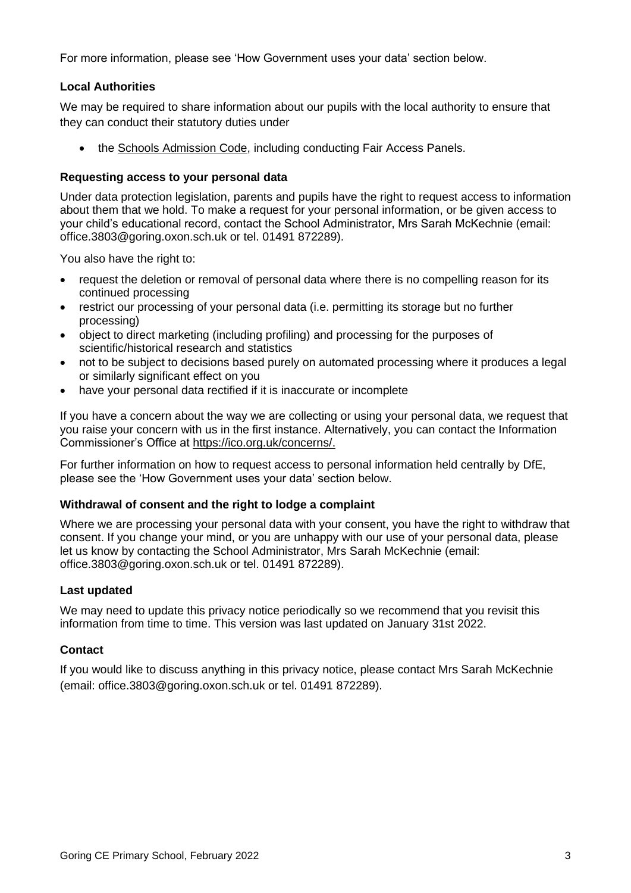For more information, please see 'How Government uses your data' section below.

### Local Authorities

We may be required to share information about our pupils with the local authority to ensure that they can conduct their statutory duties under

- the Schools Admission Code, including conducting Fair Access Panels.

### Requesting access to your personal data

Under data protection legislation, parents and pupils have the right to request access to information about them that we hold. To make a request for your personal information, or be given access to your child's educational record, contact the School Administrator, Mrs Sarah McKechnie (email: office.3803@goring.oxon.sch.uk or tel. 01491 872289).

You also have the right to:

- request the deletion or removal of personal data where there is no compelling reason for its continued processing
- restrict our processing of your personal data (i.e. permitting its storage but no further processing)
- object to direct marketing (including profiling) and processing for the purposes of scientific/historical research and statistics
- not to be subject to decisions based purely on automated processing where it produces a legal or similarly significant effect on you
- have your personal data rectified if it is inaccurate or incomplete

If you have a concern about the way we are collecting or using your personal data, we request that you raise your concern with us in the first instance. Alternatively, you can contact the Information Commissioner's Office at https://ico.org.uk/concerns/.

For further information on how to request access to personal information held centrally by DfE, please see the 'How Government uses your data' section below.

### Withdrawal of consent and the right to lodge a complaint

Where we are processing your personal data with your consent, you have the right to withdraw that consent. If you change your mind, or you are unhappy with our use of your personal data, please let us know by contacting the School Administrator, Mrs Sarah McKechnie (email: office.3803@goring.oxon.sch.uk or tel. 01491 872289).

### Last updated

We may need to update this privacy notice periodically so we recommend that you revisit this information from time to time. This version was last updated on January 31st 2022.

### Contact

If you would like to discuss anything in this privacy notice, please contact Mrs Sarah McKechnie (email: office.3803@goring.oxon.sch.uk or tel. 01491 872289).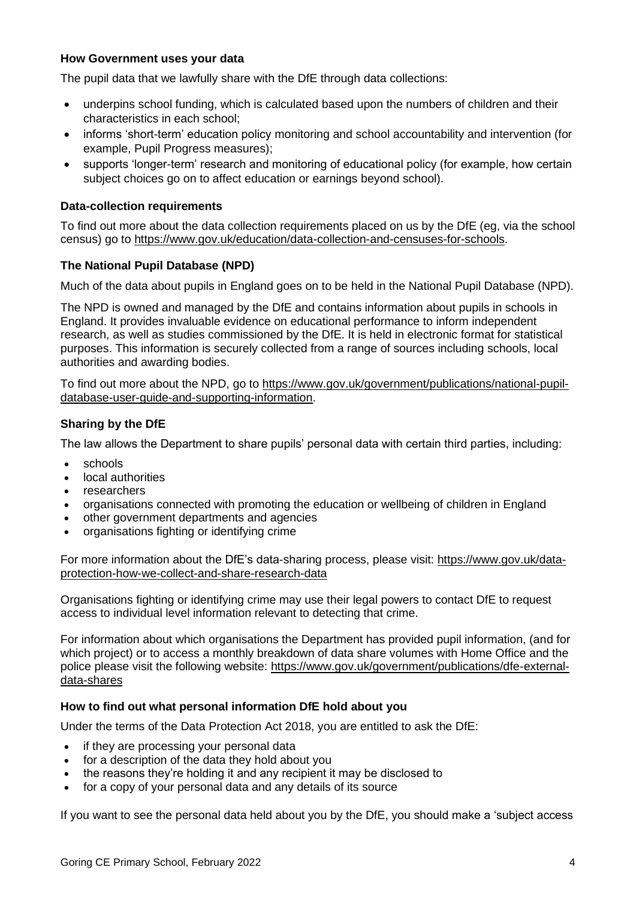### How Government uses your data

The pupil data that we lawfully share with the DfE through data collections:

- underpins school funding, which is calculated based upon the numbers of children and their characteristics in each school;
- informs 'short-term' education policy monitoring and school accountability and intervention (for example, Pupil Progress measures);
- supports 'longer-term' research and monitoring of educational policy (for example, how certain subject choices go on to affect education or earnings beyond school).

### Data-collection requirements

To find out more about the data collection requirements placed on us by the DfE (eg, via the school census) go to https://www.gov.uk/education/data-collection-and-censuses-for-schools.

### The National Pupil Database (NPD)

Much of the data about pupils in England goes on to be held in the National Pupil Database (NPD).

The NPD is owned and managed by the DfE and contains information about pupils in schools in England. It provides invaluable evidence on educational performance to inform independent research, as well as studies commissioned by the DfE. It is held in electronic format for statistical purposes. This information is securely collected from a range of sources including schools, local authorities and awarding bodies.

To find out more about the NPD, go to https://www.gov.uk/government/publications/national-pupil-database-user-guide-and-supporting-information.

### Sharing by the DfE

The law allows the Department to share pupils' personal data with certain third parties, including:

- schools
- local authorities
- researchers
- organisations connected with promoting the education or wellbeing of children in England
- other government departments and agencies
- organisations fighting or identifying crime

For more information about the DfE's data-sharing process, please visit: https://www.gov.uk/data-protection-how-we-collect-and-share-research-data

Organisations fighting or identifying crime may use their legal powers to contact DfE to request access to individual level information relevant to detecting that crime.

For information about which organisations the Department has provided pupil information, (and for which project) or to access a monthly breakdown of data share volumes with Home Office and the police please visit the following website: https://www.gov.uk/government/publications/dfe-external-data-shares

### How to find out what personal information DfE hold about you

Under the terms of the Data Protection Act 2018, you are entitled to ask the DfE:

- if they are processing your personal data
- for a description of the data they hold about you
- the reasons they're holding it and any recipient it may be disclosed to
- for a copy of your personal data and any details of its source

If you want to see the personal data held about you by the DfE, you should make a 'subject access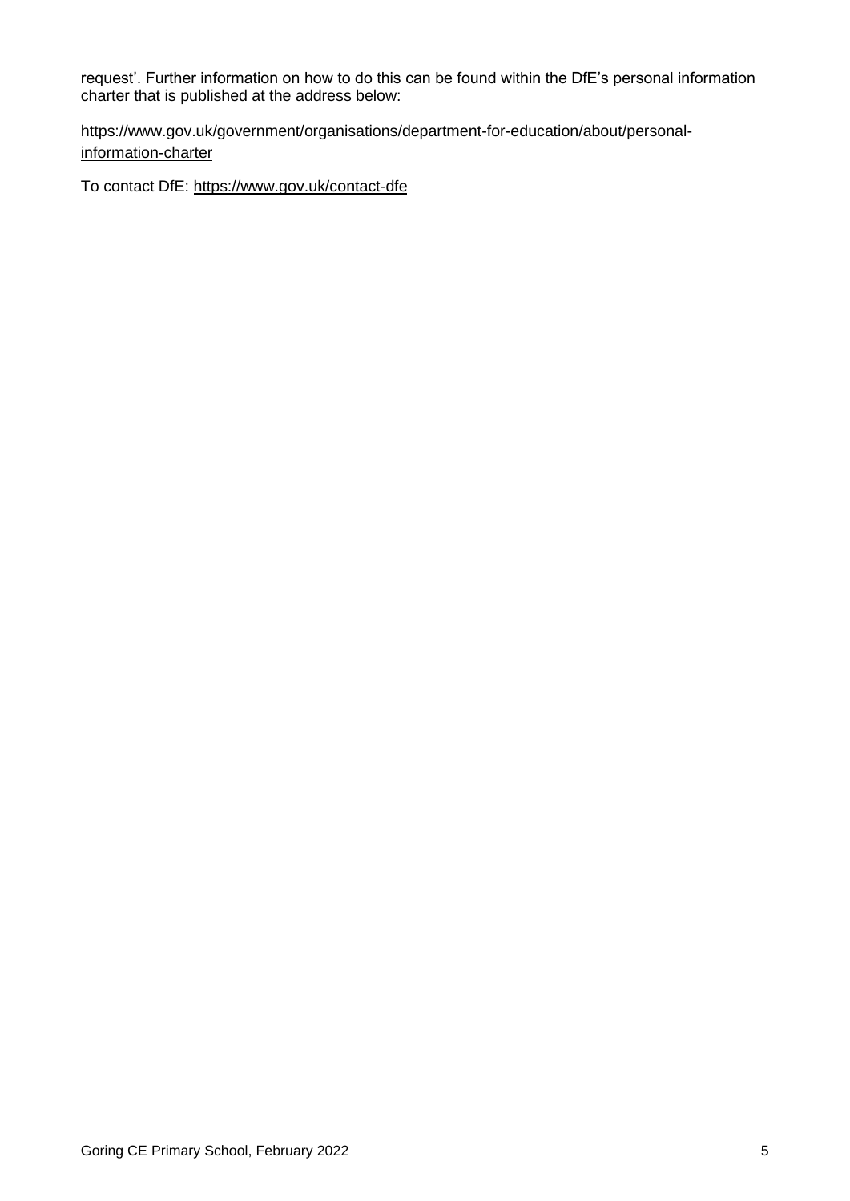request'. Further information on how to do this can be found within the DfE's personal information charter that is published at the address below:

https://www.gov.uk/government/organisations/department-for-education/about/personal-information-charter

To contact DfE: https://www.gov.uk/contact-dfe